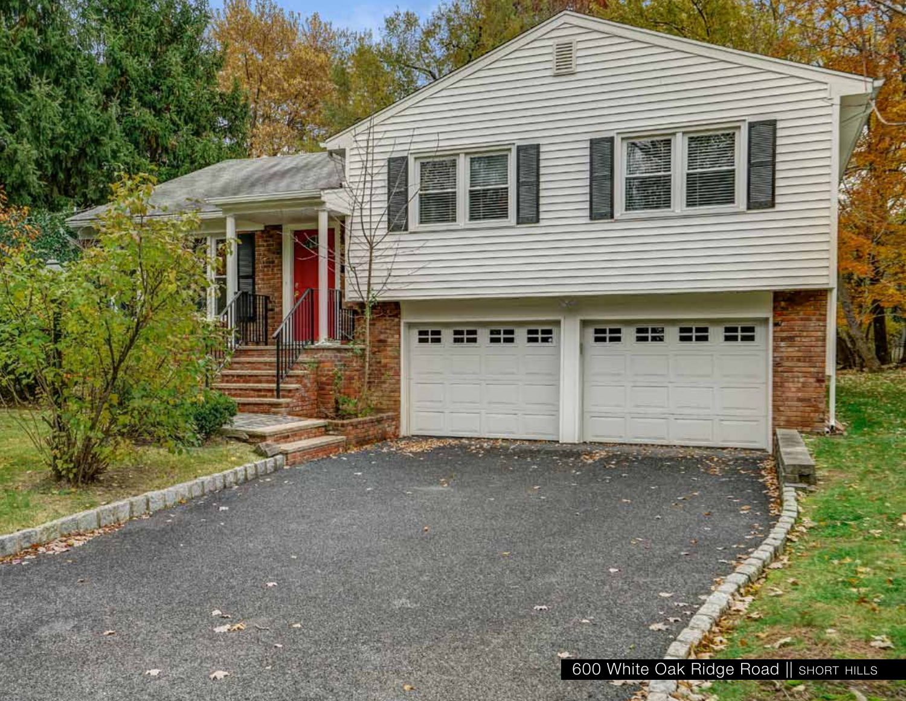600 White Oak Ridge Road || SHORT HILLS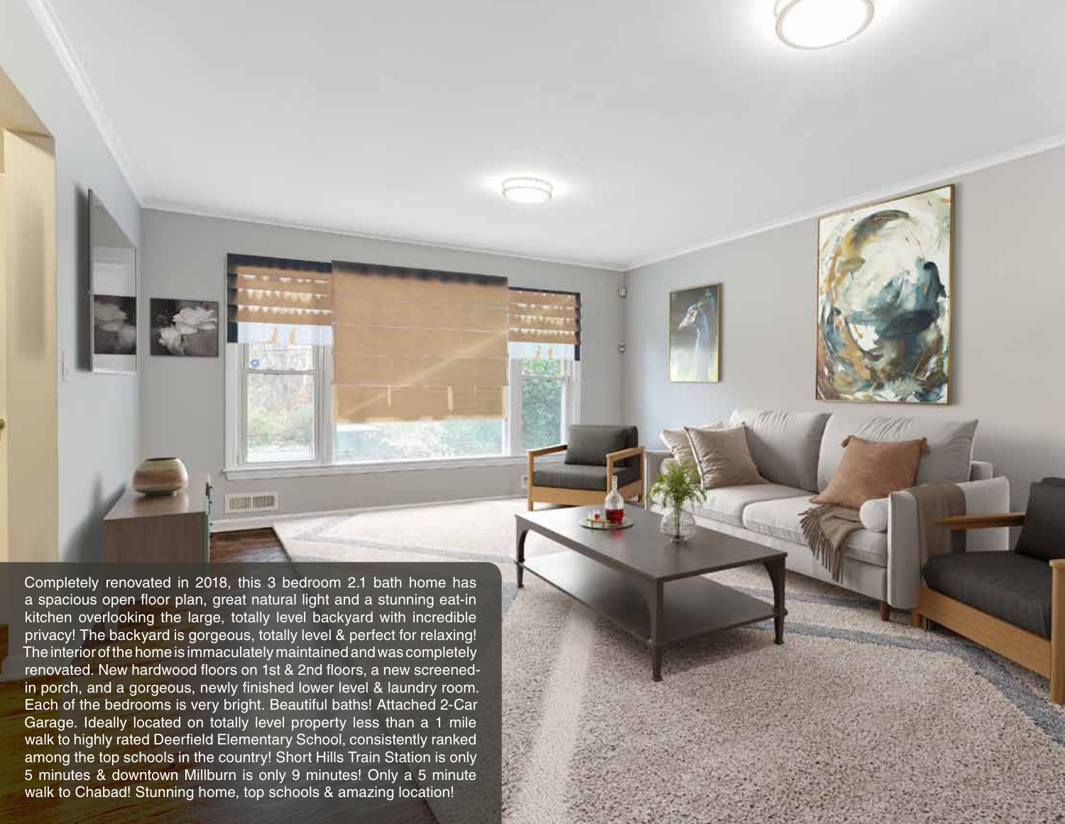Completely renovated in 2018, this 3 bedroom 2.1 bath home has a spacious open floor plan, great natural light and a stunning eat-in kitchen overlooking the large, totally level backyard with incredible privacy! The backyard is gorgeous, totally level & perfect for relaxing! The interior of the home is immaculately maintained and was completely renovated. New hardwood floors on 1st & 2nd floors, a new screened-in porch, and a gorgeous, newly finished lower level & laundry room. Each of the bedrooms is very bright. Beautiful baths! Attached 2-Car Garage. Ideally located on totally level property less than a 1 mile walk to highly rated Deerfield Elementary School, consistently ranked among the top schools in the country! Short Hills Train Station is only 5 minutes & downtown Millburn is only 9 minutes! Only a 5 minute walk to Chabad! Stunning home, top schools & amazing location!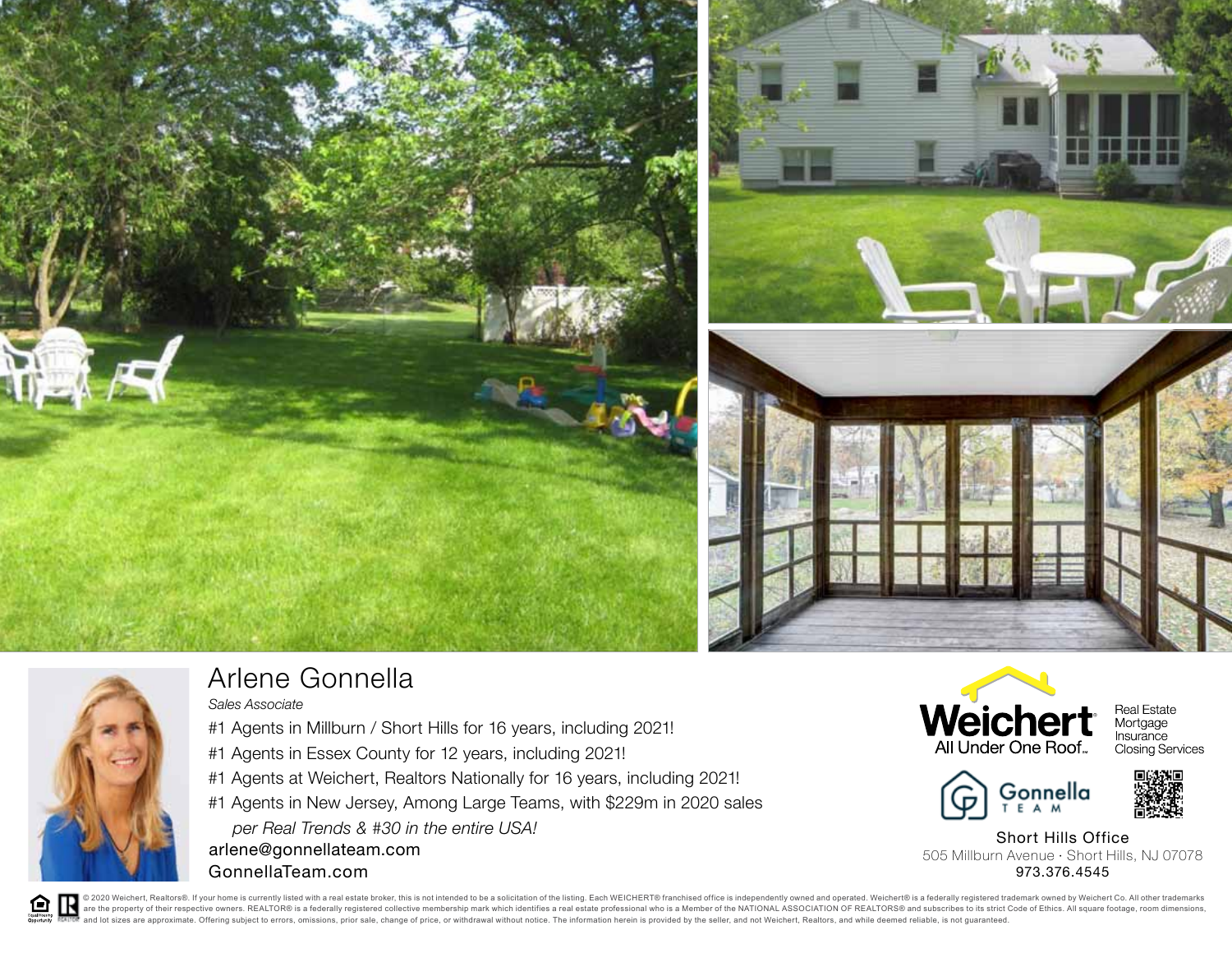## Arlene Gonnella

*Sales Associate*

#1 Agents in Millburn / Short Hills for 16 years, including 2021!

#1 Agents in Essex County for 12 years, including 2021!

#1 Agents at Weichert, Realtors Nationally for 16 years, including 2021!

#1 Agents in New Jersey, Among Large Teams, with $229m in 2020 sales *per Real Trends & #30 in the entire USA!*

arlene@gonnellateam.com

GonnellaTeam.com

Weichert® All Under One Roof™

Real Estate
Mortgage
Insurance
Closing Services

Gonnella TEAM

Short Hills Office
505 Millburn Avenue · Short Hills, NJ 07078
973.376.4545

© 2020 Weichert, Realtors®. If your home is currently listed with a real estate broker, this is not intended to be a solicitation of the listing. Each WEICHERT® franchised office is independently owned and operated. Weichert® is a federally registered trademark owned by Weichert Co. All other trademarks are the property of their respective owners. REALTOR® is a federally registered collective membership mark which identifies a real estate professional who is a Member of the NATIONAL ASSOCIATION OF REALTORS® and subscribes to its strict Code of Ethics. All square footage, room dimensions, and lot sizes are approximate. Offering subject to errors, omissions, prior sale, change of price, or withdrawal without notice. The information herein is provided by the seller, and not Weichert, Realtors, and while deemed reliable, is not guaranteed.